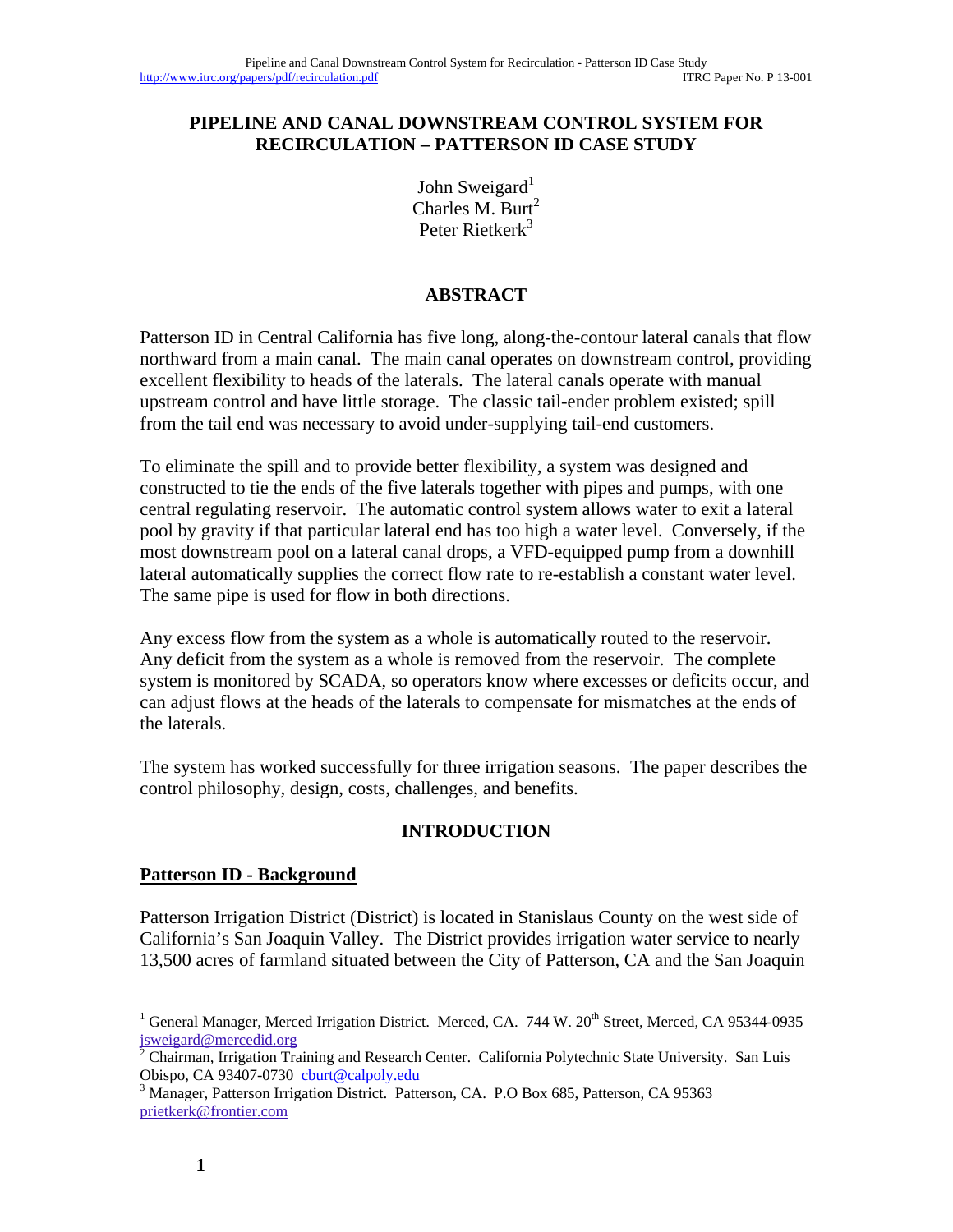# PIPELINE AND CANAL DOWNSTREAM CONTROL SYSTEM FOR RECIRCULATION – PATTERSON ID CASE STUDY

John Sweigard[1]
Charles M. Burt[2]
Peter Rietkerk[3]

## ABSTRACT

Patterson ID in Central California has five long, along-the-contour lateral canals that flow northward from a main canal. The main canal operates on downstream control, providing excellent flexibility to heads of the laterals. The lateral canals operate with manual upstream control and have little storage. The classic tail-ender problem existed; spill from the tail end was necessary to avoid under-supplying tail-end customers.

To eliminate the spill and to provide better flexibility, a system was designed and constructed to tie the ends of the five laterals together with pipes and pumps, with one central regulating reservoir. The automatic control system allows water to exit a lateral pool by gravity if that particular lateral end has too high a water level. Conversely, if the most downstream pool on a lateral canal drops, a VFD-equipped pump from a downhill lateral automatically supplies the correct flow rate to re-establish a constant water level. The same pipe is used for flow in both directions.

Any excess flow from the system as a whole is automatically routed to the reservoir. Any deficit from the system as a whole is removed from the reservoir. The complete system is monitored by SCADA, so operators know where excesses or deficits occur, and can adjust flows at the heads of the laterals to compensate for mismatches at the ends of the laterals.

The system has worked successfully for three irrigation seasons. The paper describes the control philosophy, design, costs, challenges, and benefits.

## INTRODUCTION

### Patterson ID - Background

Patterson Irrigation District (District) is located in Stanislaus County on the west side of California's San Joaquin Valley. The District provides irrigation water service to nearly 13,500 acres of farmland situated between the City of Patterson, CA and the San Joaquin

---

[1] General Manager, Merced Irrigation District. Merced, CA. 744 W. 20th Street, Merced, CA 95344-0935 jsweigard@mercedid.org

[2] Chairman, Irrigation Training and Research Center. California Polytechnic State University. San Luis Obispo, CA 93407-0730 cburt@calpoly.edu

[3] Manager, Patterson Irrigation District. Patterson, CA. P.O Box 685, Patterson, CA 95363 prietkerk@frontier.com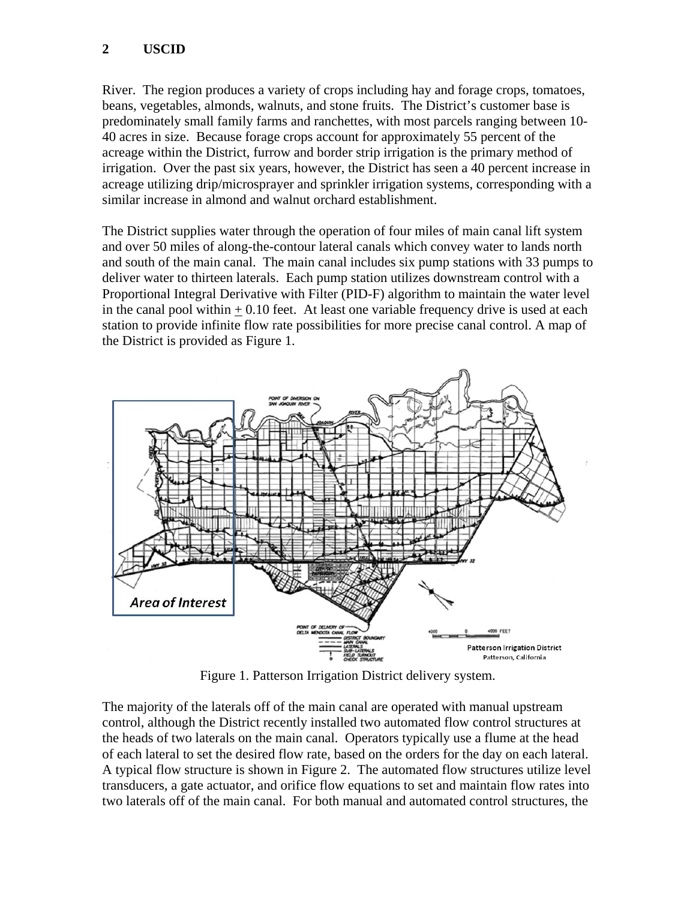River. The region produces a variety of crops including hay and forage crops, tomatoes, beans, vegetables, almonds, walnuts, and stone fruits. The District's customer base is predominately small family farms and ranchettes, with most parcels ranging between 10-40 acres in size. Because forage crops account for approximately 55 percent of the acreage within the District, furrow and border strip irrigation is the primary method of irrigation. Over the past six years, however, the District has seen a 40 percent increase in acreage utilizing drip/microsprayer and sprinkler irrigation systems, corresponding with a similar increase in almond and walnut orchard establishment.

The District supplies water through the operation of four miles of main canal lift system and over 50 miles of along-the-contour lateral canals which convey water to lands north and south of the main canal. The main canal includes six pump stations with 33 pumps to deliver water to thirteen laterals. Each pump station utilizes downstream control with a Proportional Integral Derivative with Filter (PID-F) algorithm to maintain the water level in the canal pool within $\pm$ 0.10 feet. At least one variable frequency drive is used at each station to provide infinite flow rate possibilities for more precise canal control. A map of the District is provided as Figure 1.

Figure 1. Patterson Irrigation District delivery system.

The majority of the laterals off of the main canal are operated with manual upstream control, although the District recently installed two automated flow control structures at the heads of two laterals on the main canal. Operators typically use a flume at the head of each lateral to set the desired flow rate, based on the orders for the day on each lateral. A typical flow structure is shown in Figure 2. The automated flow structures utilize level transducers, a gate actuator, and orifice flow equations to set and maintain flow rates into two laterals off of the main canal. For both manual and automated control structures, the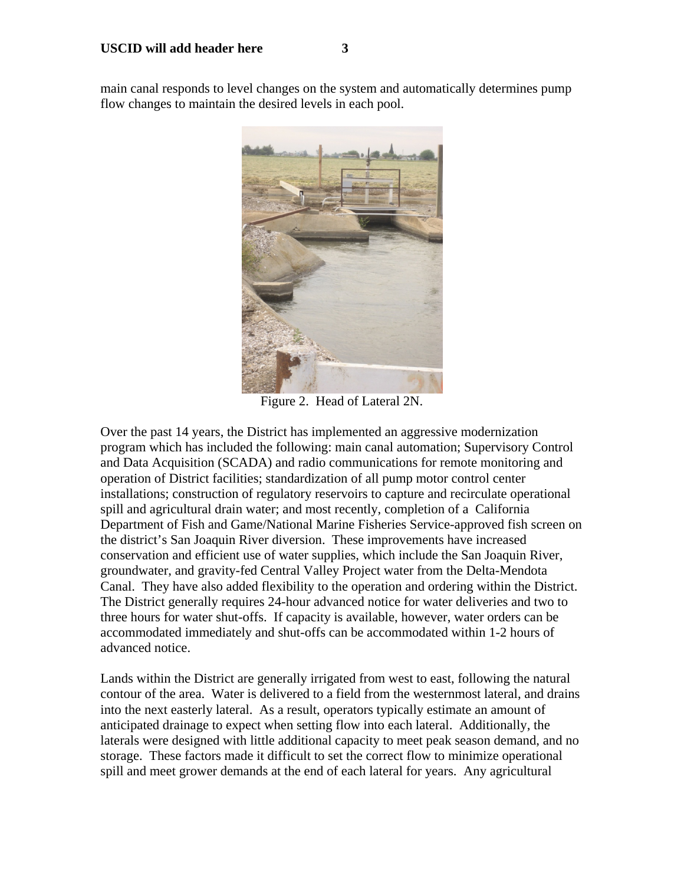main canal responds to level changes on the system and automatically determines pump flow changes to maintain the desired levels in each pool.

Figure 2. Head of Lateral 2N.

Over the past 14 years, the District has implemented an aggressive modernization program which has included the following: main canal automation; Supervisory Control and Data Acquisition (SCADA) and radio communications for remote monitoring and operation of District facilities; standardization of all pump motor control center installations; construction of regulatory reservoirs to capture and recirculate operational spill and agricultural drain water; and most recently, completion of a California Department of Fish and Game/National Marine Fisheries Service-approved fish screen on the district's San Joaquin River diversion. These improvements have increased conservation and efficient use of water supplies, which include the San Joaquin River, groundwater, and gravity-fed Central Valley Project water from the Delta-Mendota Canal. They have also added flexibility to the operation and ordering within the District. The District generally requires 24-hour advanced notice for water deliveries and two to three hours for water shut-offs. If capacity is available, however, water orders can be accommodated immediately and shut-offs can be accommodated within 1-2 hours of advanced notice.

Lands within the District are generally irrigated from west to east, following the natural contour of the area. Water is delivered to a field from the westernmost lateral, and drains into the next easterly lateral. As a result, operators typically estimate an amount of anticipated drainage to expect when setting flow into each lateral. Additionally, the laterals were designed with little additional capacity to meet peak season demand, and no storage. These factors made it difficult to set the correct flow to minimize operational spill and meet grower demands at the end of each lateral for years. Any agricultural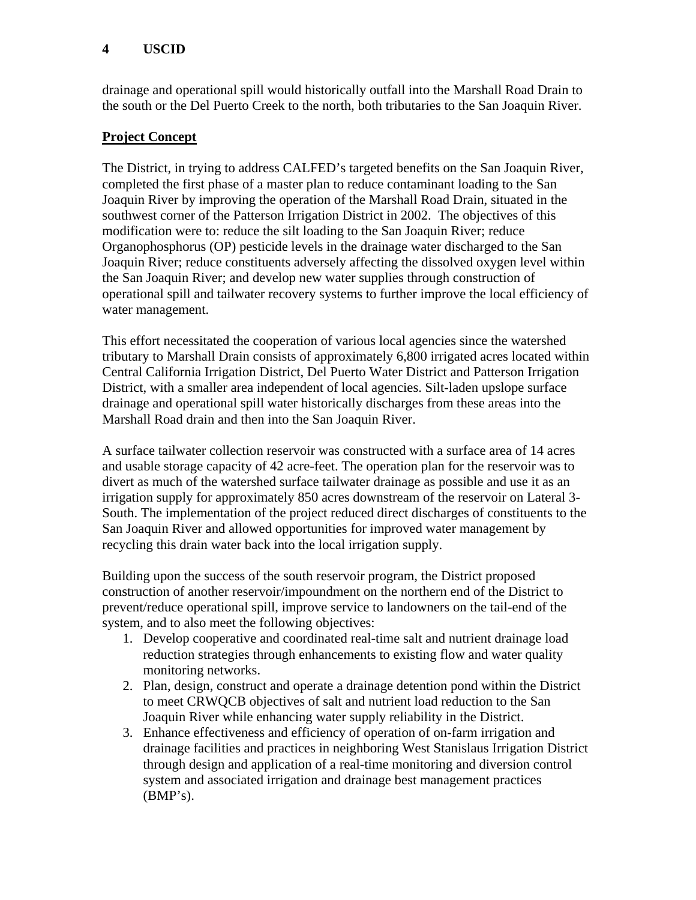drainage and operational spill would historically outfall into the Marshall Road Drain to the south or the Del Puerto Creek to the north, both tributaries to the San Joaquin River.

## Project Concept

The District, in trying to address CALFED's targeted benefits on the San Joaquin River, completed the first phase of a master plan to reduce contaminant loading to the San Joaquin River by improving the operation of the Marshall Road Drain, situated in the southwest corner of the Patterson Irrigation District in 2002. The objectives of this modification were to: reduce the silt loading to the San Joaquin River; reduce Organophosphorus (OP) pesticide levels in the drainage water discharged to the San Joaquin River; reduce constituents adversely affecting the dissolved oxygen level within the San Joaquin River; and develop new water supplies through construction of operational spill and tailwater recovery systems to further improve the local efficiency of water management.

This effort necessitated the cooperation of various local agencies since the watershed tributary to Marshall Drain consists of approximately 6,800 irrigated acres located within Central California Irrigation District, Del Puerto Water District and Patterson Irrigation District, with a smaller area independent of local agencies. Silt-laden upslope surface drainage and operational spill water historically discharges from these areas into the Marshall Road drain and then into the San Joaquin River.

A surface tailwater collection reservoir was constructed with a surface area of 14 acres and usable storage capacity of 42 acre-feet. The operation plan for the reservoir was to divert as much of the watershed surface tailwater drainage as possible and use it as an irrigation supply for approximately 850 acres downstream of the reservoir on Lateral 3-South. The implementation of the project reduced direct discharges of constituents to the San Joaquin River and allowed opportunities for improved water management by recycling this drain water back into the local irrigation supply.

Building upon the success of the south reservoir program, the District proposed construction of another reservoir/impoundment on the northern end of the District to prevent/reduce operational spill, improve service to landowners on the tail-end of the system, and to also meet the following objectives:

1. Develop cooperative and coordinated real-time salt and nutrient drainage load reduction strategies through enhancements to existing flow and water quality monitoring networks.
2. Plan, design, construct and operate a drainage detention pond within the District to meet CRWQCB objectives of salt and nutrient load reduction to the San Joaquin River while enhancing water supply reliability in the District.
3. Enhance effectiveness and efficiency of operation of on-farm irrigation and drainage facilities and practices in neighboring West Stanislaus Irrigation District through design and application of a real-time monitoring and diversion control system and associated irrigation and drainage best management practices (BMP's).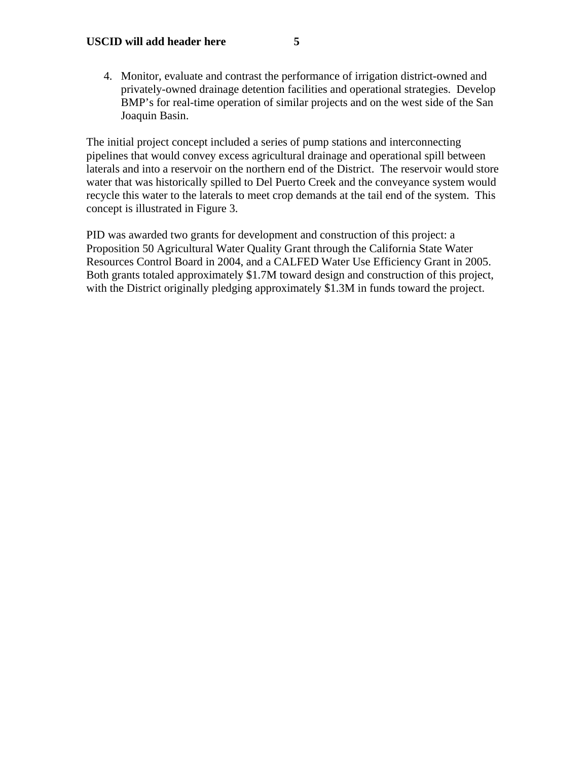4. Monitor, evaluate and contrast the performance of irrigation district-owned and privately-owned drainage detention facilities and operational strategies. Develop BMP's for real-time operation of similar projects and on the west side of the San Joaquin Basin.

The initial project concept included a series of pump stations and interconnecting pipelines that would convey excess agricultural drainage and operational spill between laterals and into a reservoir on the northern end of the District. The reservoir would store water that was historically spilled to Del Puerto Creek and the conveyance system would recycle this water to the laterals to meet crop demands at the tail end of the system. This concept is illustrated in Figure 3.

PID was awarded two grants for development and construction of this project: a Proposition 50 Agricultural Water Quality Grant through the California State Water Resources Control Board in 2004, and a CALFED Water Use Efficiency Grant in 2005. Both grants totaled approximately $1.7M toward design and construction of this project, with the District originally pledging approximately $1.3M in funds toward the project.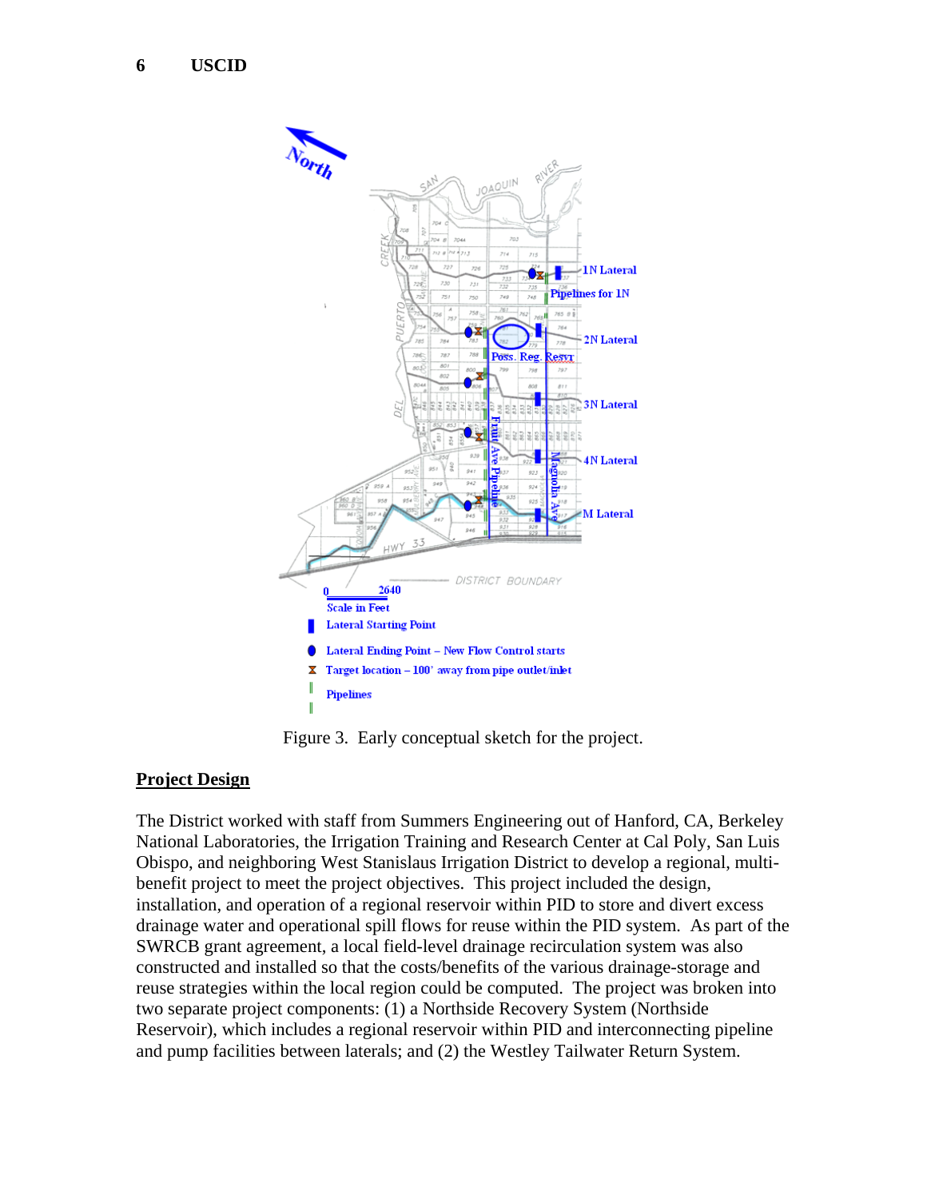Figure 3. Early conceptual sketch for the project.

## Project Design

The District worked with staff from Summers Engineering out of Hanford, CA, Berkeley National Laboratories, the Irrigation Training and Research Center at Cal Poly, San Luis Obispo, and neighboring West Stanislaus Irrigation District to develop a regional, multi-benefit project to meet the project objectives. This project included the design, installation, and operation of a regional reservoir within PID to store and divert excess drainage water and operational spill flows for reuse within the PID system. As part of the SWRCB grant agreement, a local field-level drainage recirculation system was also constructed and installed so that the costs/benefits of the various drainage-storage and reuse strategies within the local region could be computed. The project was broken into two separate project components: (1) a Northside Recovery System (Northside Reservoir), which includes a regional reservoir within PID and interconnecting pipeline and pump facilities between laterals; and (2) the Westley Tailwater Return System.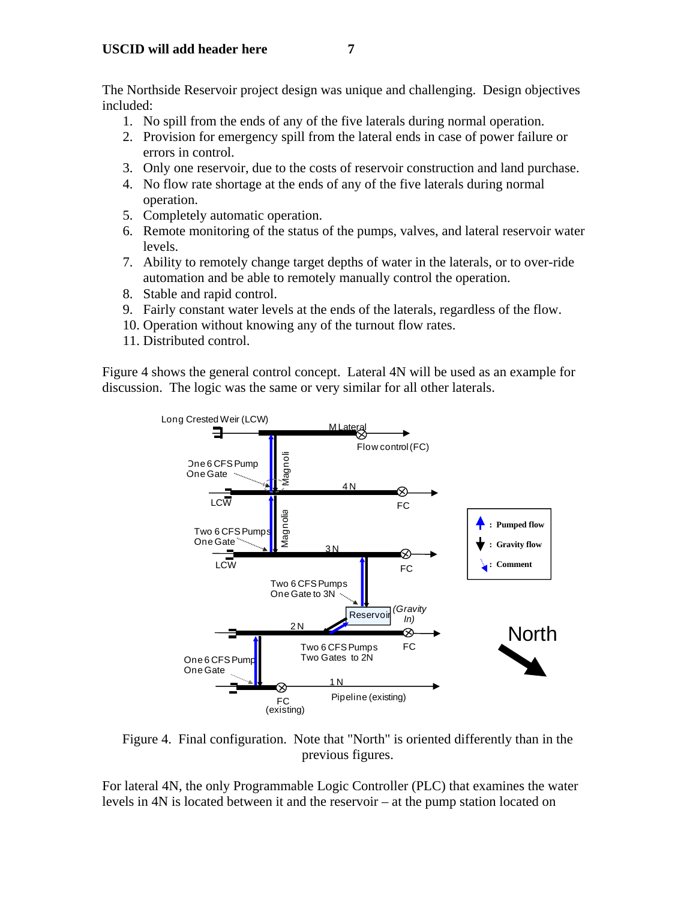The Northside Reservoir project design was unique and challenging. Design objectives included:

1. No spill from the ends of any of the five laterals during normal operation.
2. Provision for emergency spill from the lateral ends in case of power failure or errors in control.
3. Only one reservoir, due to the costs of reservoir construction and land purchase.
4. No flow rate shortage at the ends of any of the five laterals during normal operation.
5. Completely automatic operation.
6. Remote monitoring of the status of the pumps, valves, and lateral reservoir water levels.
7. Ability to remotely change target depths of water in the laterals, or to over-ride automation and be able to remotely manually control the operation.
8. Stable and rapid control.
9. Fairly constant water levels at the ends of the laterals, regardless of the flow.
10. Operation without knowing any of the turnout flow rates.
11. Distributed control.

Figure 4 shows the general control concept. Lateral 4N will be used as an example for discussion. The logic was the same or very similar for all other laterals.

Long Crested Weir (LCW)
M Lateral
Flow control (FC)
One 6 CFS Pump
One Gate
Magnolia
4 N
LCW
FC
Two 6 CFS Pumps
One Gate
Magnolia
3 N
LCW
FC
Two 6 CFS Pumps
One Gate to 3N
Reservoir
(Gravity In)
2 N
FC
Two 6 CFS Pumps
Two Gates to 2N
One 6 CFS Pump
One Gate
1 N
FC (existing)
Pipeline (existing)
North
: Pumped flow
: Gravity flow
: Comment

Figure 4. Final configuration. Note that "North" is oriented differently than in the previous figures.

For lateral 4N, the only Programmable Logic Controller (PLC) that examines the water levels in 4N is located between it and the reservoir – at the pump station located on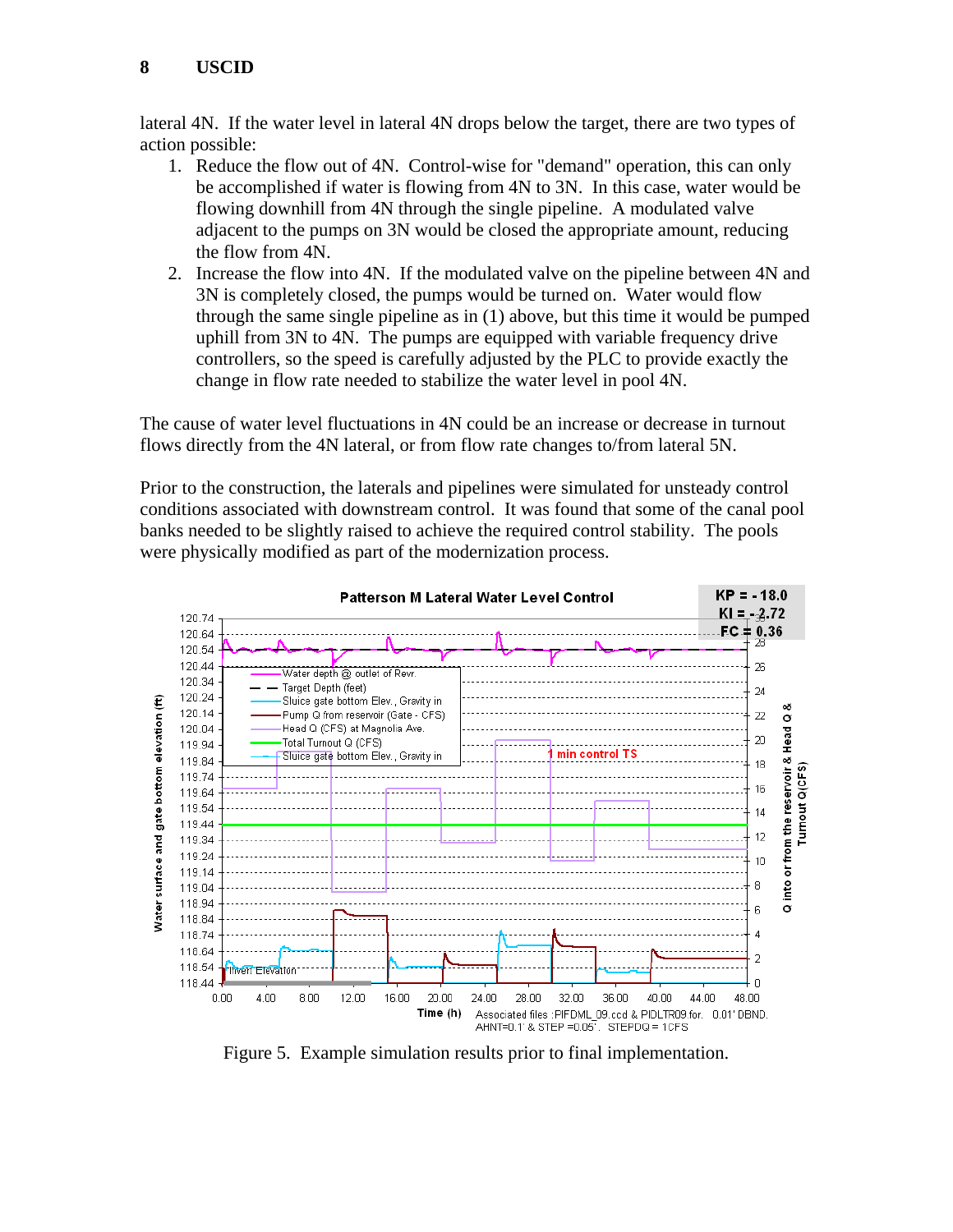lateral 4N. If the water level in lateral 4N drops below the target, there are two types of action possible:

1. Reduce the flow out of 4N. Control-wise for "demand" operation, this can only be accomplished if water is flowing from 4N to 3N. In this case, water would be flowing downhill from 4N through the single pipeline. A modulated valve adjacent to the pumps on 3N would be closed the appropriate amount, reducing the flow from 4N.
2. Increase the flow into 4N. If the modulated valve on the pipeline between 4N and 3N is completely closed, the pumps would be turned on. Water would flow through the same single pipeline as in (1) above, but this time it would be pumped uphill from 3N to 4N. The pumps are equipped with variable frequency drive controllers, so the speed is carefully adjusted by the PLC to provide exactly the change in flow rate needed to stabilize the water level in pool 4N.

The cause of water level fluctuations in 4N could be an increase or decrease in turnout flows directly from the 4N lateral, or from flow rate changes to/from lateral 5N.

Prior to the construction, the laterals and pipelines were simulated for unsteady control conditions associated with downstream control. It was found that some of the canal pool banks needed to be slightly raised to achieve the required control stability. The pools were physically modified as part of the modernization process.

Patterson M Lateral Water Level Control

KP = -18.0
KI = -2.72
FC = 0.36

Water depth @ outlet of Revr.
Target Depth (feet)
Sluice gate bottom Elev., Gravity in
Pump Q from reservoir (Gate - CFS)
Head Q (CFS) at Magnolia Ave.
Total Turnout Q (CFS)
Sluice gate bottom Elev., Gravity in

1 min control TS

Invert Elevation

Water surface and gate bottom elevation (ft)

Q into or from the reservoir & Head Q & Turnout Q(CFS)

Time (h)

Associated files :PIFDML_09.ccd & PIDLTR09.for. 0.01' DBND.
AHNT=0.1' & STEP =0.05'. STEPDQ = 1CFS

Figure 5. Example simulation results prior to final implementation.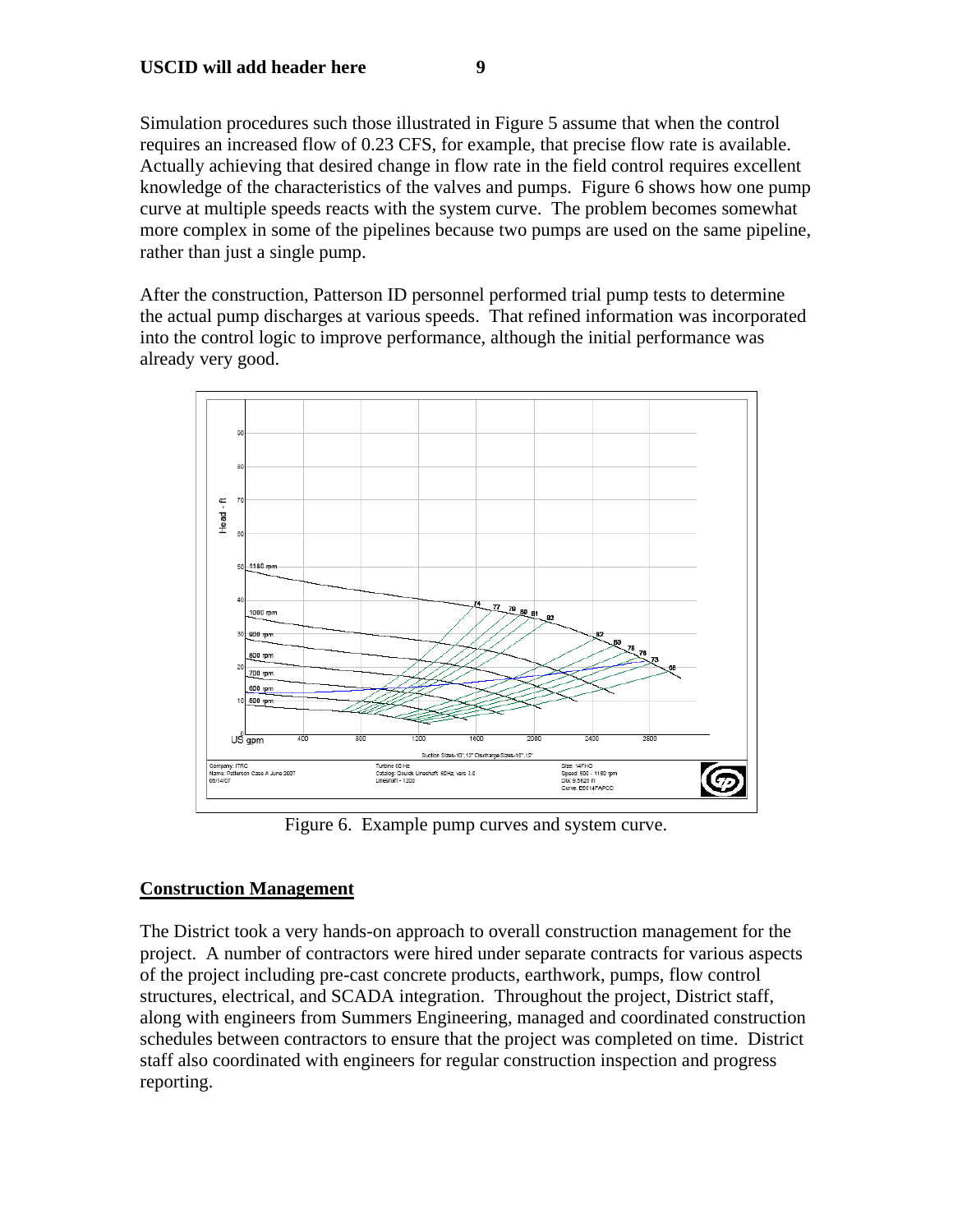Simulation procedures such those illustrated in Figure 5 assume that when the control requires an increased flow of 0.23 CFS, for example, that precise flow rate is available. Actually achieving that desired change in flow rate in the field control requires excellent knowledge of the characteristics of the valves and pumps. Figure 6 shows how one pump curve at multiple speeds reacts with the system curve. The problem becomes somewhat more complex in some of the pipelines because two pumps are used on the same pipeline, rather than just a single pump.

After the construction, Patterson ID personnel performed trial pump tests to determine the actual pump discharges at various speeds. That refined information was incorporated into the control logic to improve performance, although the initial performance was already very good.

Head - ft

90
80
70
60
50
40
30
20
10
0

1180 rpm
1000 rpm
900 rpm
800 rpm
700 rpm
600 rpm
500 rpm

74 77 79 80 81 82
82 80 78 76 73 66

US gpm
400 800 1200 1600 2000 2400 2800

Suction Sizes-10",12" Discharge Sizes-10",12"

Company: ITRC
Name: Patterson Case A June 2007
06/14/07

Turbine 60 Hz
Catalog: Goulds Lineshaft 60Hz vers 3.0
Lineshaft - 1200

Size: 14FHC
Speed: 500 - 1180 rpm
Dia: 9.5625 in
Curve: E6614FAPCO

Figure 6. Example pump curves and system curve.

## Construction Management

The District took a very hands-on approach to overall construction management for the project. A number of contractors were hired under separate contracts for various aspects of the project including pre-cast concrete products, earthwork, pumps, flow control structures, electrical, and SCADA integration. Throughout the project, District staff, along with engineers from Summers Engineering, managed and coordinated construction schedules between contractors to ensure that the project was completed on time. District staff also coordinated with engineers for regular construction inspection and progress reporting.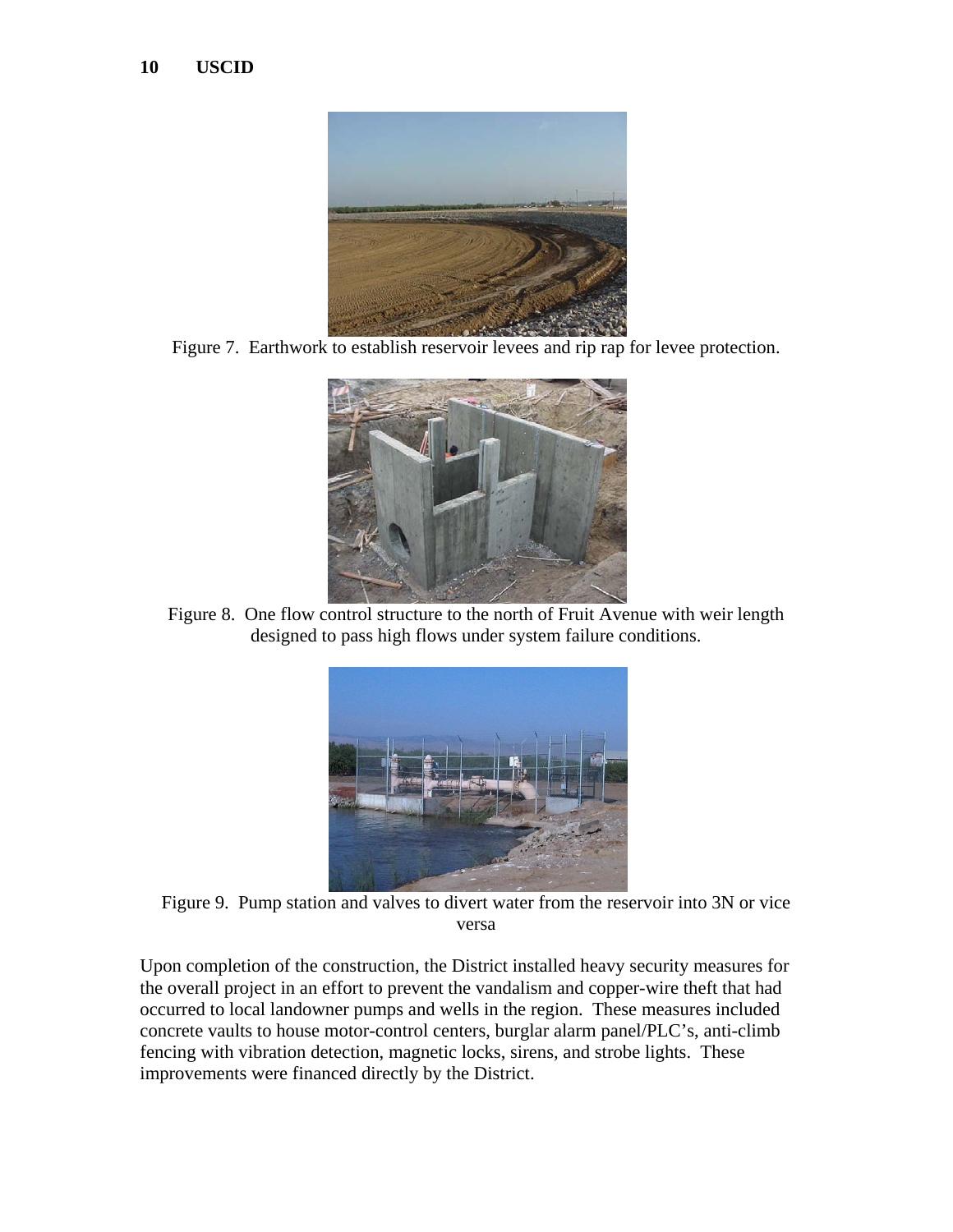Figure 7. Earthwork to establish reservoir levees and rip rap for levee protection.

Figure 8. One flow control structure to the north of Fruit Avenue with weir length designed to pass high flows under system failure conditions.

Figure 9. Pump station and valves to divert water from the reservoir into 3N or vice versa

Upon completion of the construction, the District installed heavy security measures for the overall project in an effort to prevent the vandalism and copper-wire theft that had occurred to local landowner pumps and wells in the region. These measures included concrete vaults to house motor-control centers, burglar alarm panel/PLC's, anti-climb fencing with vibration detection, magnetic locks, sirens, and strobe lights. These improvements were financed directly by the District.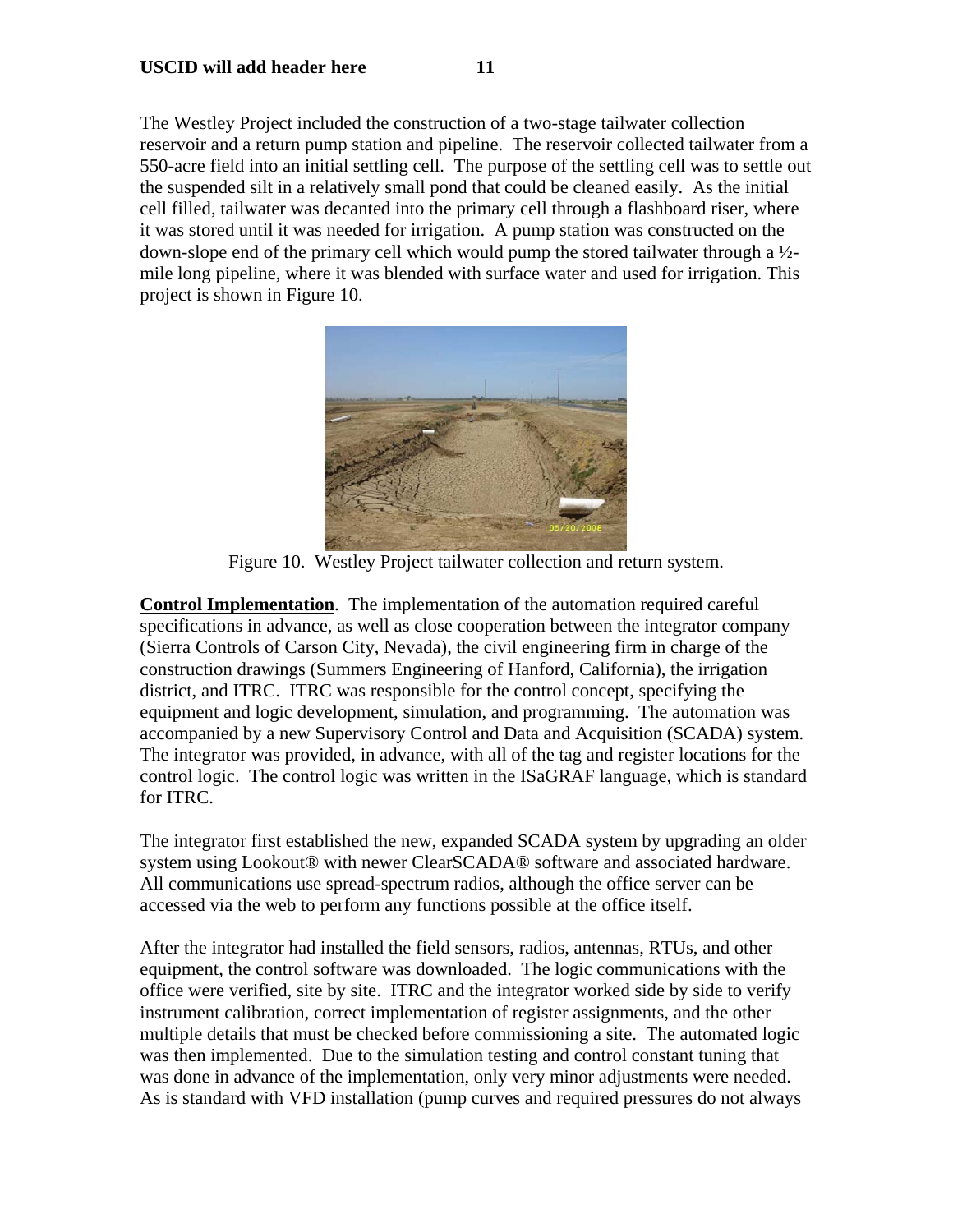The Westley Project included the construction of a two-stage tailwater collection reservoir and a return pump station and pipeline. The reservoir collected tailwater from a 550-acre field into an initial settling cell. The purpose of the settling cell was to settle out the suspended silt in a relatively small pond that could be cleaned easily. As the initial cell filled, tailwater was decanted into the primary cell through a flashboard riser, where it was stored until it was needed for irrigation. A pump station was constructed on the down-slope end of the primary cell which would pump the stored tailwater through a ½-mile long pipeline, where it was blended with surface water and used for irrigation. This project is shown in Figure 10.

Figure 10. Westley Project tailwater collection and return system.

**Control Implementation**. The implementation of the automation required careful specifications in advance, as well as close cooperation between the integrator company (Sierra Controls of Carson City, Nevada), the civil engineering firm in charge of the construction drawings (Summers Engineering of Hanford, California), the irrigation district, and ITRC. ITRC was responsible for the control concept, specifying the equipment and logic development, simulation, and programming. The automation was accompanied by a new Supervisory Control and Data and Acquisition (SCADA) system. The integrator was provided, in advance, with all of the tag and register locations for the control logic. The control logic was written in the ISaGRAF language, which is standard for ITRC.

The integrator first established the new, expanded SCADA system by upgrading an older system using Lookout® with newer ClearSCADA® software and associated hardware. All communications use spread-spectrum radios, although the office server can be accessed via the web to perform any functions possible at the office itself.

After the integrator had installed the field sensors, radios, antennas, RTUs, and other equipment, the control software was downloaded. The logic communications with the office were verified, site by site. ITRC and the integrator worked side by side to verify instrument calibration, correct implementation of register assignments, and the other multiple details that must be checked before commissioning a site. The automated logic was then implemented. Due to the simulation testing and control constant tuning that was done in advance of the implementation, only very minor adjustments were needed. As is standard with VFD installation (pump curves and required pressures do not always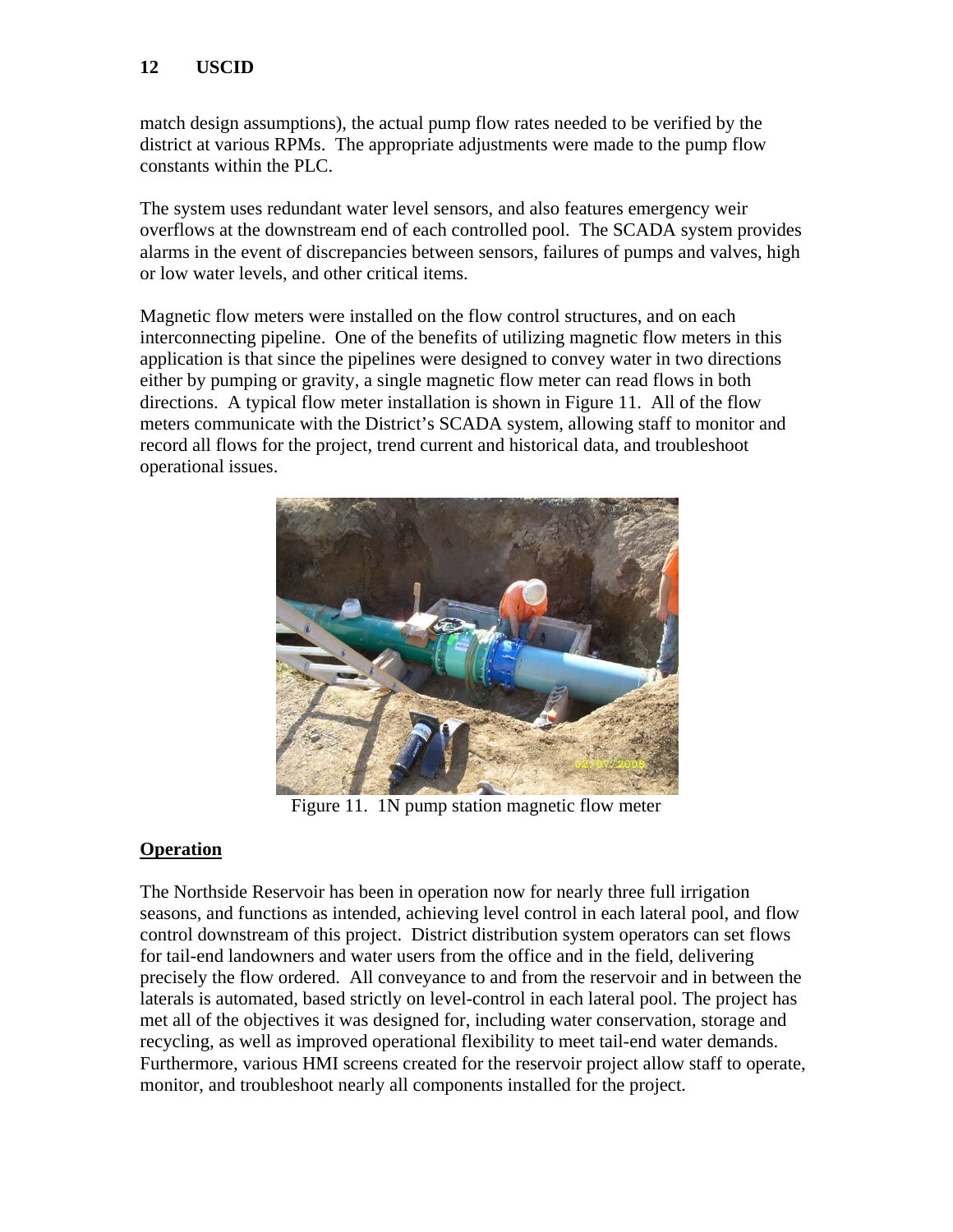match design assumptions), the actual pump flow rates needed to be verified by the district at various RPMs. The appropriate adjustments were made to the pump flow constants within the PLC.

The system uses redundant water level sensors, and also features emergency weir overflows at the downstream end of each controlled pool. The SCADA system provides alarms in the event of discrepancies between sensors, failures of pumps and valves, high or low water levels, and other critical items.

Magnetic flow meters were installed on the flow control structures, and on each interconnecting pipeline. One of the benefits of utilizing magnetic flow meters in this application is that since the pipelines were designed to convey water in two directions either by pumping or gravity, a single magnetic flow meter can read flows in both directions. A typical flow meter installation is shown in Figure 11. All of the flow meters communicate with the District's SCADA system, allowing staff to monitor and record all flows for the project, trend current and historical data, and troubleshoot operational issues.

Figure 11. 1N pump station magnetic flow meter

## Operation

The Northside Reservoir has been in operation now for nearly three full irrigation seasons, and functions as intended, achieving level control in each lateral pool, and flow control downstream of this project. District distribution system operators can set flows for tail-end landowners and water users from the office and in the field, delivering precisely the flow ordered. All conveyance to and from the reservoir and in between the laterals is automated, based strictly on level-control in each lateral pool. The project has met all of the objectives it was designed for, including water conservation, storage and recycling, as well as improved operational flexibility to meet tail-end water demands. Furthermore, various HMI screens created for the reservoir project allow staff to operate, monitor, and troubleshoot nearly all components installed for the project.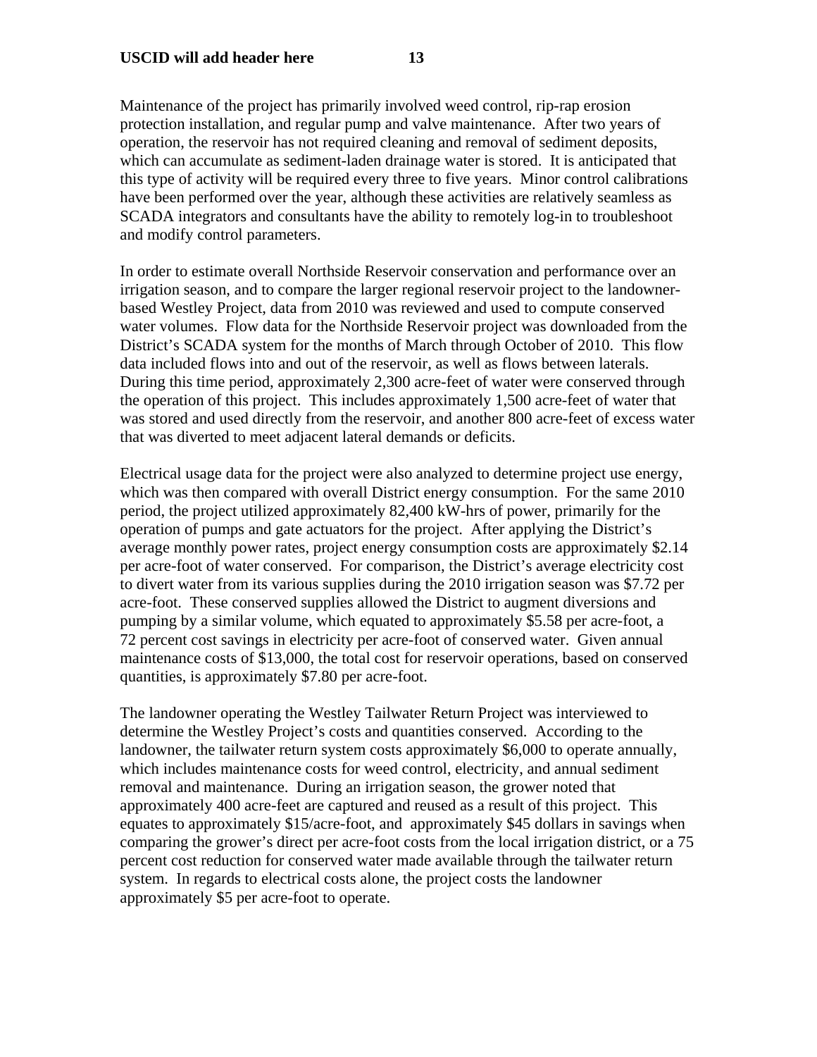Maintenance of the project has primarily involved weed control, rip-rap erosion protection installation, and regular pump and valve maintenance. After two years of operation, the reservoir has not required cleaning and removal of sediment deposits, which can accumulate as sediment-laden drainage water is stored. It is anticipated that this type of activity will be required every three to five years. Minor control calibrations have been performed over the year, although these activities are relatively seamless as SCADA integrators and consultants have the ability to remotely log-in to troubleshoot and modify control parameters.

In order to estimate overall Northside Reservoir conservation and performance over an irrigation season, and to compare the larger regional reservoir project to the landowner-based Westley Project, data from 2010 was reviewed and used to compute conserved water volumes. Flow data for the Northside Reservoir project was downloaded from the District's SCADA system for the months of March through October of 2010. This flow data included flows into and out of the reservoir, as well as flows between laterals. During this time period, approximately 2,300 acre-feet of water were conserved through the operation of this project. This includes approximately 1,500 acre-feet of water that was stored and used directly from the reservoir, and another 800 acre-feet of excess water that was diverted to meet adjacent lateral demands or deficits.

Electrical usage data for the project were also analyzed to determine project use energy, which was then compared with overall District energy consumption. For the same 2010 period, the project utilized approximately 82,400 kW-hrs of power, primarily for the operation of pumps and gate actuators for the project. After applying the District's average monthly power rates, project energy consumption costs are approximately $2.14 per acre-foot of water conserved. For comparison, the District's average electricity cost to divert water from its various supplies during the 2010 irrigation season was $7.72 per acre-foot. These conserved supplies allowed the District to augment diversions and pumping by a similar volume, which equated to approximately $5.58 per acre-foot, a 72 percent cost savings in electricity per acre-foot of conserved water. Given annual maintenance costs of $13,000, the total cost for reservoir operations, based on conserved quantities, is approximately $7.80 per acre-foot.

The landowner operating the Westley Tailwater Return Project was interviewed to determine the Westley Project's costs and quantities conserved. According to the landowner, the tailwater return system costs approximately $6,000 to operate annually, which includes maintenance costs for weed control, electricity, and annual sediment removal and maintenance. During an irrigation season, the grower noted that approximately 400 acre-feet are captured and reused as a result of this project. This equates to approximately $15/acre-foot, and approximately $45 dollars in savings when comparing the grower's direct per acre-foot costs from the local irrigation district, or a 75 percent cost reduction for conserved water made available through the tailwater return system. In regards to electrical costs alone, the project costs the landowner approximately $5 per acre-foot to operate.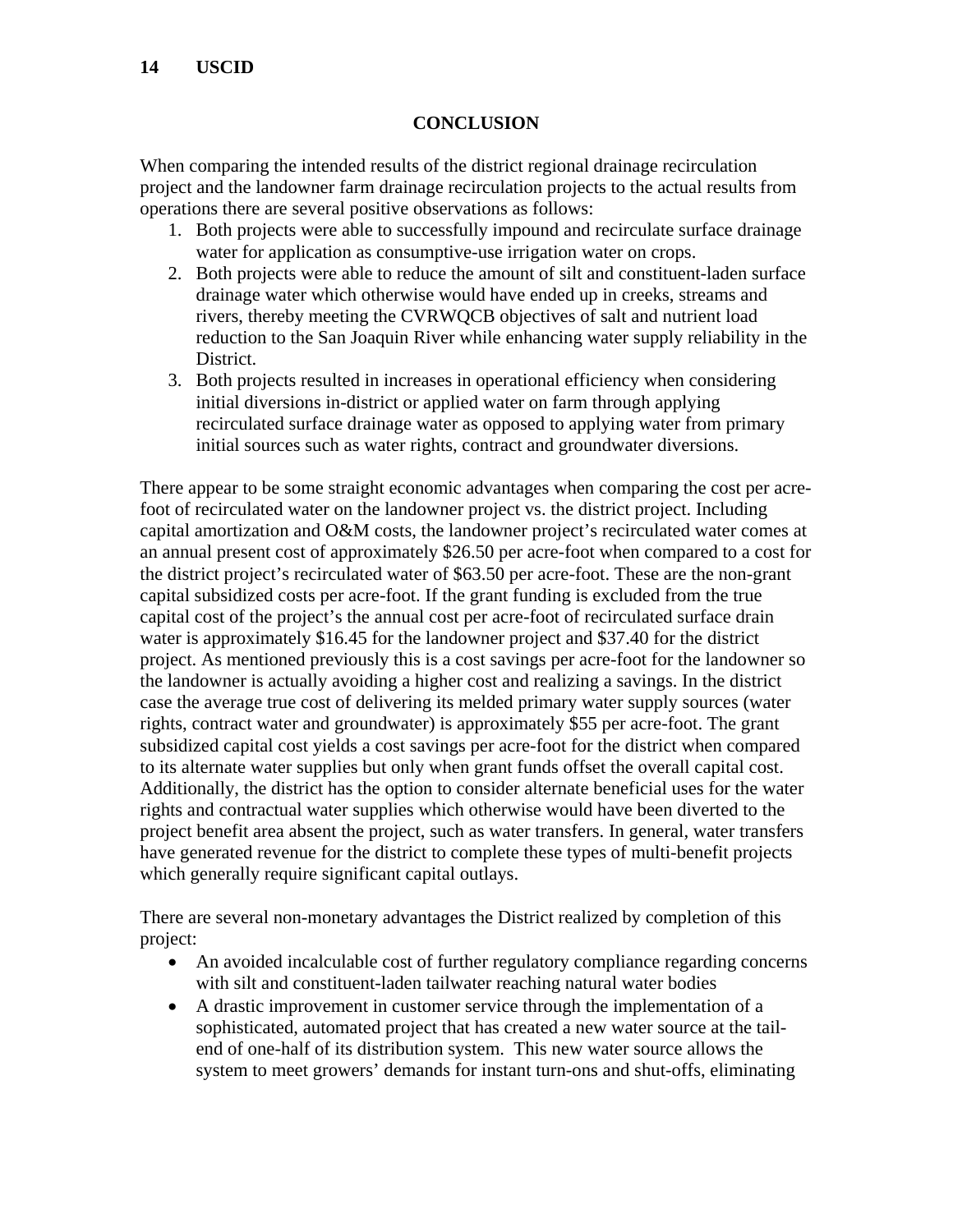## CONCLUSION

When comparing the intended results of the district regional drainage recirculation project and the landowner farm drainage recirculation projects to the actual results from operations there are several positive observations as follows:

1. Both projects were able to successfully impound and recirculate surface drainage water for application as consumptive-use irrigation water on crops.
2. Both projects were able to reduce the amount of silt and constituent-laden surface drainage water which otherwise would have ended up in creeks, streams and rivers, thereby meeting the CVRWQCB objectives of salt and nutrient load reduction to the San Joaquin River while enhancing water supply reliability in the District.
3. Both projects resulted in increases in operational efficiency when considering initial diversions in-district or applied water on farm through applying recirculated surface drainage water as opposed to applying water from primary initial sources such as water rights, contract and groundwater diversions.

There appear to be some straight economic advantages when comparing the cost per acre-foot of recirculated water on the landowner project vs. the district project. Including capital amortization and O&M costs, the landowner project's recirculated water comes at an annual present cost of approximately $26.50 per acre-foot when compared to a cost for the district project's recirculated water of $63.50 per acre-foot. These are the non-grant capital subsidized costs per acre-foot. If the grant funding is excluded from the true capital cost of the project's the annual cost per acre-foot of recirculated surface drain water is approximately $16.45 for the landowner project and $37.40 for the district project. As mentioned previously this is a cost savings per acre-foot for the landowner so the landowner is actually avoiding a higher cost and realizing a savings. In the district case the average true cost of delivering its melded primary water supply sources (water rights, contract water and groundwater) is approximately $55 per acre-foot. The grant subsidized capital cost yields a cost savings per acre-foot for the district when compared to its alternate water supplies but only when grant funds offset the overall capital cost. Additionally, the district has the option to consider alternate beneficial uses for the water rights and contractual water supplies which otherwise would have been diverted to the project benefit area absent the project, such as water transfers. In general, water transfers have generated revenue for the district to complete these types of multi-benefit projects which generally require significant capital outlays.

There are several non-monetary advantages the District realized by completion of this project:

- An avoided incalculable cost of further regulatory compliance regarding concerns with silt and constituent-laden tailwater reaching natural water bodies
- A drastic improvement in customer service through the implementation of a sophisticated, automated project that has created a new water source at the tail-end of one-half of its distribution system. This new water source allows the system to meet growers' demands for instant turn-ons and shut-offs, eliminating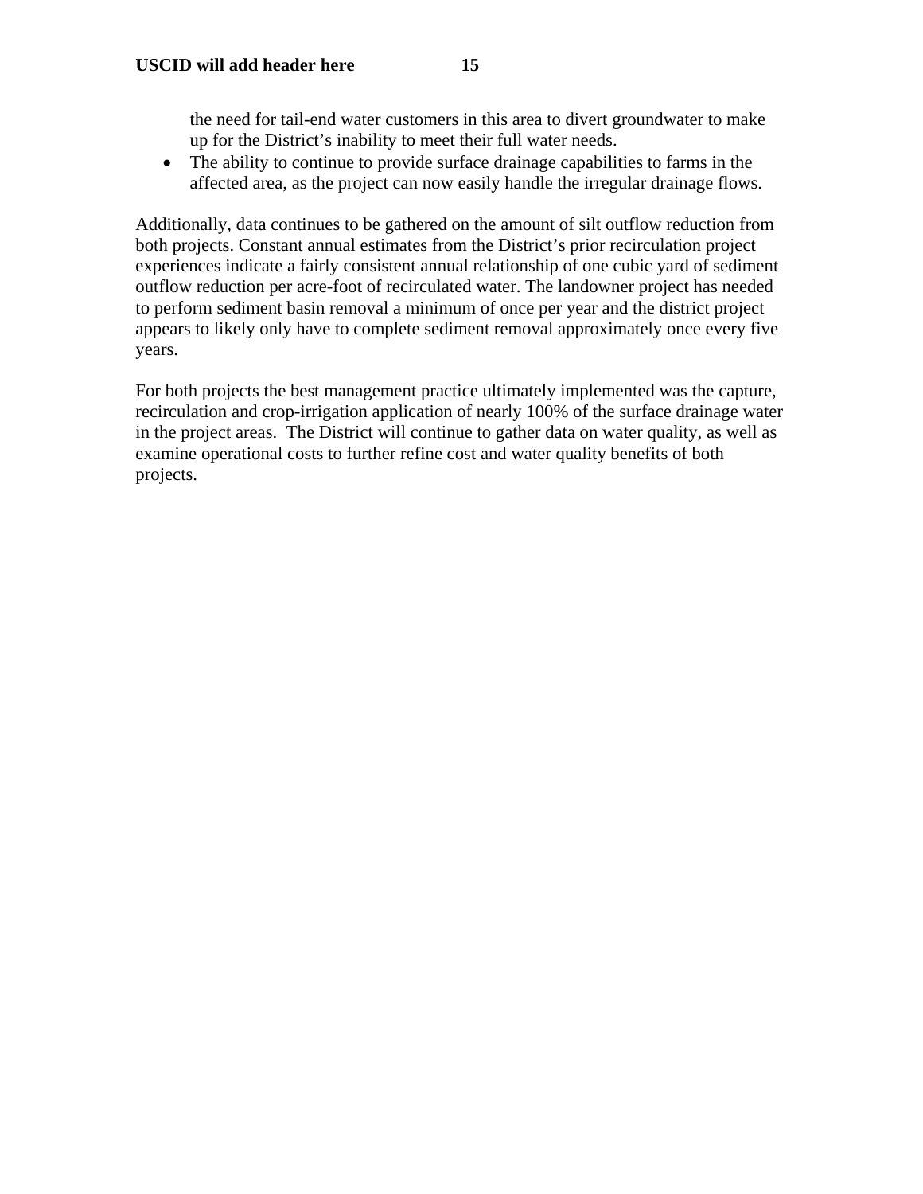the need for tail-end water customers in this area to divert groundwater to make up for the District's inability to meet their full water needs.

- The ability to continue to provide surface drainage capabilities to farms in the affected area, as the project can now easily handle the irregular drainage flows.

Additionally, data continues to be gathered on the amount of silt outflow reduction from both projects. Constant annual estimates from the District's prior recirculation project experiences indicate a fairly consistent annual relationship of one cubic yard of sediment outflow reduction per acre-foot of recirculated water. The landowner project has needed to perform sediment basin removal a minimum of once per year and the district project appears to likely only have to complete sediment removal approximately once every five years.

For both projects the best management practice ultimately implemented was the capture, recirculation and crop-irrigation application of nearly 100% of the surface drainage water in the project areas. The District will continue to gather data on water quality, as well as examine operational costs to further refine cost and water quality benefits of both projects.